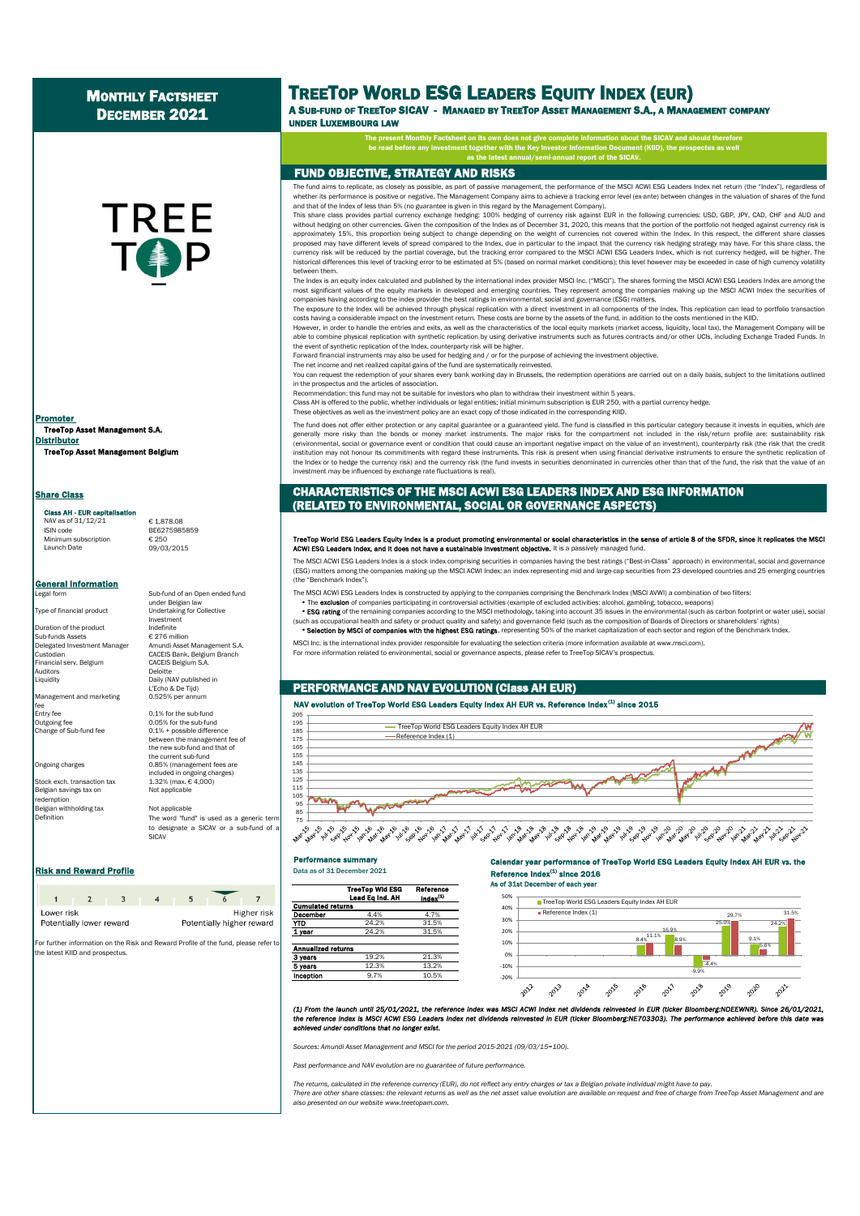# Monthly Factsheet December 2021

# TreeTop World ESG Leaders Equity Index (EUR)

**A Sub-fund of TreeTop SICAV - Managed by TreeTop Asset Management S.A., a Management company under Luxembourg law**

**The present Monthly Factsheet on its own does not give complete information about the SICAV and should therefore be read before any investment together with the Key Investor Information Document (KIID), the prospectus as well as the latest annual/semi-annual report of the SICAV.**

## FUND OBJECTIVE, STRATEGY AND RISKS

The fund aims to replicate, as closely as possible, as part of passive management, the performance of the MSCI ACWI ESG Leaders Index net return (the "Index"), regardless of whether its performance is positive or negative. The Management Company aims to achieve a tracking error level (ex-ante) between changes in the valuation of shares of the fund and that of the Index of less than 5% (no guarantee is given in this regard by the Management Company).

This share class provides partial currency exchange hedging: 100% hedging of currency risk against EUR in the following currencies: USD, GBP, JPY, CAD, CHF and AUD and without hedging on other currencies. Given the composition of the Index as of December 31, 2020, this means that the portion of the portfolio not hedged against currency risk is approximately 15%, this proportion being subject to change depending on the weight of currencies not covered within the Index. In this respect, the different share classes proposed may have different levels of spread compared to the Index, due in particular to the impact that the currency risk hedging strategy may have. For this share class, the currency risk will be reduced by the partial coverage, but the tracking error compared to the MSCI ACWI ESG Leaders Index, which is not currency hedged, will be higher. The historical differences this level of tracking error to be estimated at 5% (based on normal market conditions); this level however may be exceeded in case of high currency volatility between them.

The Index is an equity index calculated and published by the international index provider MSCI Inc. ("MSCI"). The shares forming the MSCI ACWI ESG Leaders Index are among the most significant values of the equity markets in developed and emerging countries. They represent among the companies making up the MSCI ACWI Index the securities of companies having according to the index provider the best ratings in environmental, social and governance (ESG) matters.

The exposure to the Index will be achieved through physical replication with a direct investment in all components of the Index. This replication can lead to portfolio transaction costs having a considerable impact on the investment return. These costs are borne by the assets of the fund, in addition to the costs mentioned in the KIID.

However, in order to handle the entries and exits, as well as the characteristics of the local equity markets (market access, liquidity, local tax), the Management Company will be able to combine physical replication with synthetic replication by using derivative instruments such as futures contracts and/or other UCIs, including Exchange Traded Funds. In the event of synthetic replication of the Index, counterparty risk will be higher.

Forward financial instruments may also be used for hedging and / or for the purpose of achieving the investment objective.

The net income and net realized capital gains of the fund are systematically reinvested.

You can request the redemption of your shares every bank working day in Brussels, the redemption operations are carried out on a daily basis, subject to the limitations outlined in the prospectus and the articles of association.

Recommendation: this fund may not be suitable for investors who plan to withdraw their investment within 5 years.

Class AH is offered to the public, whether individuals or legal entities; initial minimum subscription is EUR 250, with a partial currency hedge.

These objectives as well as the investment policy are an exact copy of those indicated in the corresponding KIID.

The fund does not offer either protection or any capital guarantee or a guaranteed yield. The fund is classified in this particular category because it invests in equities, which are generally more risky than the bonds or money market instruments. The major risks for the compartment not included in the risk/return profile are: sustainability risk (environmental, social or governance event or condition that could cause an important negative impact on the value of an investment), counterparty risk (the risk that the credit institution may not honour its commitments with regard these instruments. This risk is present when using financial derivative instruments to ensure the synthetic replication of the Index or to hedge the currency risk) and the currency risk (the fund invests in securities denominated in currencies other than that of the fund, the risk that the value of an investment may be influenced by exchange rate fluctuations is real).

## CHARACTERISTICS OF THE MSCI ACWI ESG LEADERS INDEX AND ESG INFORMATION (RELATED TO ENVIRONMENTAL, SOCIAL OR GOVERNANCE ASPECTS)

**TreeTop World ESG Leaders Equity Index is a product promoting environmental or social characteristics in the sense of article 8 of the SFDR, since it replicates the MSCI ACWI ESG Leaders Index, and it does not have a sustainable investment objective.** It is a passively managed fund.

The MSCI ACWI ESG Leaders Index is a stock index comprising securities in companies having the best ratings ("Best-in-Class" approach) in environmental, social and governance (ESG) matters among the companies making up the MSCI ACWI Index: an index representing mid and large-cap securities from 23 developed countries and 25 emerging countries (the "Benchmark Index").

The MSCI ACWI ESG Leaders Index is constructed by applying to the companies comprising the Benchmark Index (MSCI AWVI) a combination of two filters:

- The **exclusion** of companies participating in controversial activities (example of excluded activities: alcohol, gambling, tobacco, weapons)
- **ESG rating** of the remaining companies according to the MSCI methodology, taking into account 35 issues in the environmental (such as carbon footprint or water use), social (such as occupational health and safety or product quality and safety) and governance field (such as the composition of Boards of Directors or shareholders' rights)
- **Selection by MSCI of companies with the highest ESG ratings**, representing 50% of the market capitalization of each sector and region of the Benchmark Index.

MSCI Inc. is the international index provider responsible for evaluating the selection criteria (more information available at www.msci.com).

For more information related to environmental, social or governance aspects, please refer to TreeTop SICAV's prospectus.

## PERFORMANCE AND NAV EVOLUTION (Class AH EUR)

**NAV evolution of TreeTop World ESG Leaders Equity Index AH EUR vs. Reference Index[(1)] since 2015**

### Performance summary

Data as of 31 December 2021

| | TreeTop Wld ESG Lead Eq Ind. AH | Reference Index[(1)] |
|---|---|---|
| **Cumulated returns** | | |
| **December** | 4.4% | 4.7% |
| **YTD** | 24.2% | 31.5% |
| **1 year** | 24.2% | 31.5% |
| **Annualized returns** | | |
| **3 years** | 19.2% | 21.3% |
| **5 years** | 12.3% | 13.2% |
| **Inception** | 9.7% | 10.5% |

**Calendar year performance of TreeTop World ESG Leaders Equity Index AH EUR vs. the Reference Index[(1)] since 2016**

As of 31st December of each year

| Year | TreeTop World ESG Leaders Equity Index AH EUR | Reference Index (1) |
|---|---|---|
| 2016 | 8.4% | 11.1% |
| 2017 | 16.9% | 8.9% |
| 2018 | -9.9% | -4.4% |
| 2019 | 25.0% | 29.7% |
| 2020 | 9.1% | 5.8% |
| 2021 | 24.2% | 31.5% |

*(1) From the launch until 25/01/2021, the reference index was MSCI ACWI index net dividends reinvested in EUR (ticker Bloomberg:NDEEWNR). Since 26/01/2021, the reference index is MSCI ACWI ESG Leaders Index net dividends reinvested in EUR (ticker Bloomberg:NE703303). The performance achieved before this date was achieved under conditions that no longer exist.*

*Sources: Amundi Asset Management and MSCI for the period 2015-2021 (09/03/15=100).*

*Past performance and NAV evolution are no guarantee of future performance.*

*The returns, calculated in the reference currency (EUR), do not reflect any entry charges or tax a Belgian private individual might have to pay.*

*There are other share classes: the relevant returns as well as the net asset value evolution are available on request and free of charge from TreeTop Asset Management and are also presented on our website www.treetopam.com.*

**Promoter**

**TreeTop Asset Management S.A.**

**Distributor**

**TreeTop Asset Management Belgium**

## Share Class

**Class AH - EUR capitalisation**

| | |
|---|---|
| NAV as of 31/12/21 | € 1,878.08 |
| ISIN code | BE6275985859 |
| Minimum subscription | € 250 |
| Launch Date | 09/03/2015 |

## General Information

| | |
|---|---|
| Legal form | Sub-fund of an Open ended fund under Belgian law |
| Type of financial product | Undertaking for Collective Investment |
| Duration of the product | Indefinite |
| Sub-funds Assets | € 276 million |
| Delegated Investment Manager | Amundi Asset Management S.A. |
| Custodian | CACEIS Bank, Belgium Branch |
| Financial serv. Belgium | CACEIS Belgium S.A. |
| Auditors | Deloitte |
| Liquidity | Daily (NAV published in L'Echo & De Tijd) |
| Management and marketing fee | 0.525% per annum |
| Entry fee | 0.1% for the sub-fund |
| Outgoing fee | 0.05% for the sub-fund |
| Change of Sub-fund fee | 0.1% + possible difference between the management fee of the new sub-fund and that of the current sub-fund |
| Ongoing charges | 0.85% (management fees are included in ongoing charges) |
| Stock exch. transaction tax | 1.32% (max. € 4,000) |
| Belgian savings tax on redemption | Not applicable |
| Belgian withholding tax | Not applicable |
| Definition | The word "fund" is used as a generic term to designate a SICAV or a sub-fund of a SICAV |

## Risk and Reward Profile

| 1 | 2 | 3 | 4 | 5 | **6** | 7 |
|---|---|---|---|---|---|---|

Lower risk — Higher risk

Potentially lower reward — Potentially higher reward

For further information on the Risk and Reward Profile of the fund, please refer to the latest KIID and prospectus.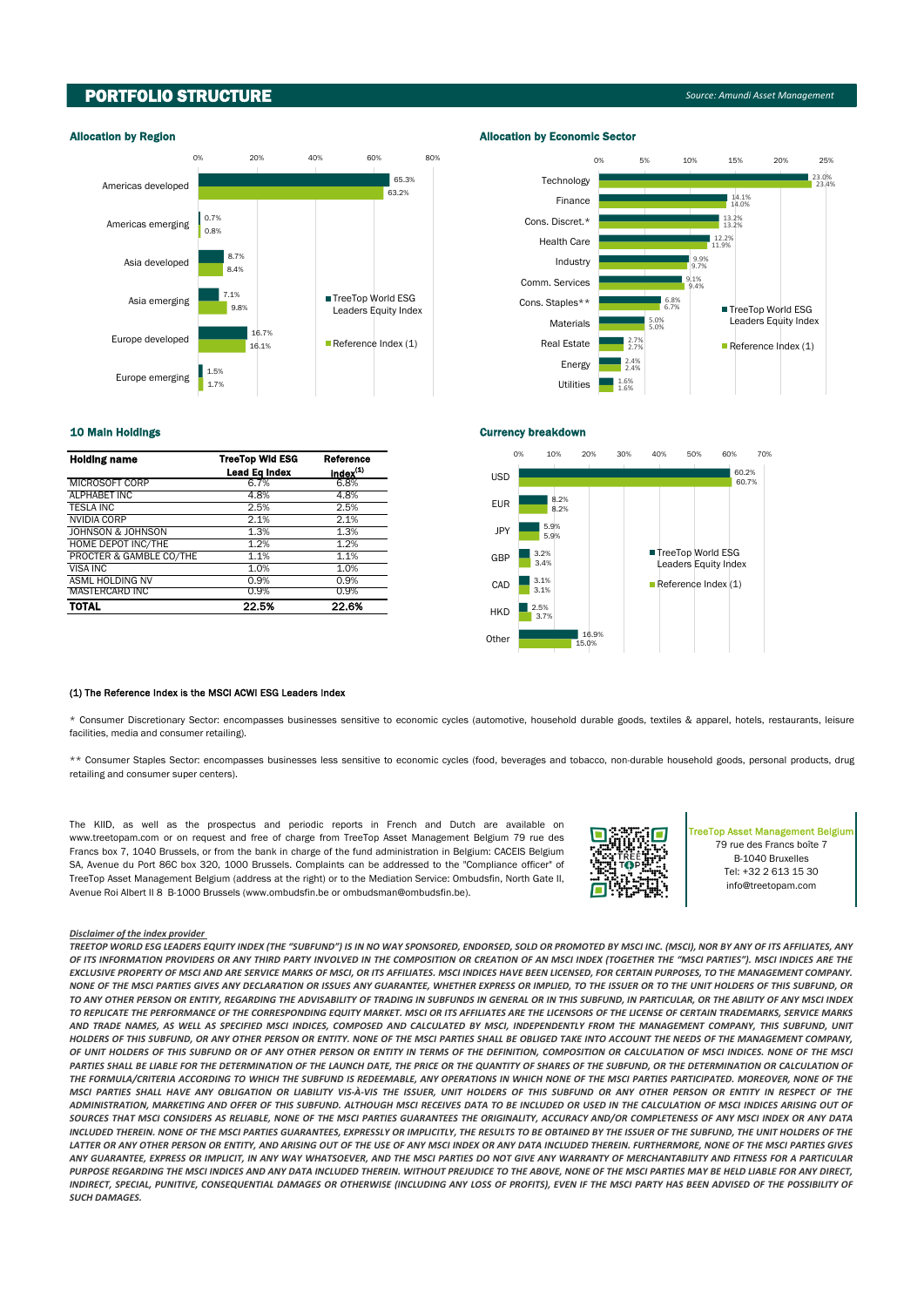## PORTFOLIO STRUCTURE

*Source: Amundi Asset Management*

### Allocation by Region

0% 20% 40% 60% 80%

Americas developed 65.3% 63.2%
Americas emerging 0.7% 0.8%
Asia developed 8.7% 8.4%
Asia emerging 7.1% 9.8%
Europe developed 16.7% 16.1%
Europe emerging 1.5% 1.7%

TreeTop World ESG Leaders Equity Index
Reference Index (1)

### Allocation by Economic Sector

0% 5% 10% 15% 20% 25%

Technology 23.0% 23.4%
Finance 14.1% 14.0%
Cons. Discret.* 13.2% 13.2%
Health Care 12.2% 11.9%
Industry 9.9% 9.7%
Comm. Services 9.1% 9.4%
Cons. Staples** 6.8% 6.7%
Materials 5.0% 5.0%
Real Estate 2.7% 2.7%
Energy 2.4% 2.4%
Utilities 1.6% 1.6%

TreeTop World ESG Leaders Equity Index
Reference Index (1)

### 10 Main Holdings

| Holding name | TreeTop Wld ESG Lead Eq Index | Reference Index(1) |
|---|---|---|
| MICROSOFT CORP | 6.7% | 6.8% |
| ALPHABET INC | 4.8% | 4.8% |
| TESLA INC | 2.5% | 2.5% |
| NVIDIA CORP | 2.1% | 2.1% |
| JOHNSON & JOHNSON | 1.3% | 1.3% |
| HOME DEPOT INC/THE | 1.2% | 1.2% |
| PROCTER & GAMBLE CO/THE | 1.1% | 1.1% |
| VISA INC | 1.0% | 1.0% |
| ASML HOLDING NV | 0.9% | 0.9% |
| MASTERCARD INC | 0.9% | 0.9% |
| **TOTAL** | **22.5%** | **22.6%** |

### Currency breakdown

0% 10% 20% 30% 40% 50% 60% 70%

USD 60.2% 60.7%
EUR 8.2% 8.2%
JPY 5.9% 5.9%
GBP 3.2% 3.4%
CAD 3.1% 3.1%
HKD 2.5% 3.7%
Other 16.9% 15.0%

TreeTop World ESG Leaders Equity Index
Reference Index (1)

(1) The Reference Index is the MSCI ACWI ESG Leaders Index

\* Consumer Discretionary Sector: encompasses businesses sensitive to economic cycles (automotive, household durable goods, textiles & apparel, hotels, restaurants, leisure facilities, media and consumer retailing).

\*\* Consumer Staples Sector: encompasses businesses less sensitive to economic cycles (food, beverages and tobacco, non-durable household goods, personal products, drug retailing and consumer super centers).

The KIID, as well as the prospectus and periodic reports in French and Dutch are available on www.treetopam.com or on request and free of charge from TreeTop Asset Management Belgium 79 rue des Francs box 7, 1040 Brussels, or from the bank in charge of the fund administration in Belgium: CACEIS Belgium SA, Avenue du Port 86C box 320, 1000 Brussels. Complaints can be addressed to the "Compliance officer" of TreeTop Asset Management Belgium (address at the right) or to the Mediation Service: Ombudsfin, North Gate II, Avenue Roi Albert II 8 B-1000 Brussels (www.ombudsfin.be or ombudsman@ombudsfin.be).

TreeTop Asset Management Belgium
79 rue des Francs boîte 7
B-1040 Bruxelles
Tel: +32 2 613 15 30
info@treetopam.com

*Disclaimer of the index provider*

*TREETOP WORLD ESG LEADERS EQUITY INDEX (THE "SUBFUND") IS IN NO WAY SPONSORED, ENDORSED, SOLD OR PROMOTED BY MSCI INC. (MSCI), NOR BY ANY OF ITS AFFILIATES, ANY OF ITS INFORMATION PROVIDERS OR ANY THIRD PARTY INVOLVED IN THE COMPOSITION OR CREATION OF AN MSCI INDEX (TOGETHER THE "MSCI PARTIES"). MSCI INDICES ARE THE EXCLUSIVE PROPERTY OF MSCI AND ARE SERVICE MARKS OF MSCI, OR ITS AFFILIATES. MSCI INDICES HAVE BEEN LICENSED, FOR CERTAIN PURPOSES, TO THE MANAGEMENT COMPANY. NONE OF THE MSCI PARTIES GIVES ANY DECLARATION OR ISSUES ANY GUARANTEE, WHETHER EXPRESS OR IMPLIED, TO THE ISSUER OR TO THE UNIT HOLDERS OF THIS SUBFUND, OR TO ANY OTHER PERSON OR ENTITY, REGARDING THE ADVISABILITY OF TRADING IN SUBFUNDS IN GENERAL OR IN THIS SUBFUND, IN PARTICULAR, OR THE ABILITY OF ANY MSCI INDEX TO REPLICATE THE PERFORMANCE OF THE CORRESPONDING EQUITY MARKET. MSCI OR ITS AFFILIATES ARE THE LICENSORS OF THE LICENSE OF CERTAIN TRADEMARKS, SERVICE MARKS AND TRADE NAMES, AS WELL AS SPECIFIED MSCI INDICES, COMPOSED AND CALCULATED BY MSCI, INDEPENDENTLY FROM THE MANAGEMENT COMPANY, THIS SUBFUND, UNIT HOLDERS OF THIS SUBFUND, OR ANY OTHER PERSON OR ENTITY. NONE OF THE MSCI PARTIES SHALL BE OBLIGED TAKE INTO ACCOUNT THE NEEDS OF THE MANAGEMENT COMPANY, OF UNIT HOLDERS OF THIS SUBFUND OR OF ANY OTHER PERSON OR ENTITY IN TERMS OF THE DEFINITION, COMPOSITION OR CALCULATION OF MSCI INDICES. NONE OF THE MSCI PARTIES SHALL BE LIABLE FOR THE DETERMINATION OF THE LAUNCH DATE, THE PRICE OR THE QUANTITY OF SHARES OF THE SUBFUND, OR THE DETERMINATION OR CALCULATION OF THE FORMULA/CRITERIA ACCORDING TO WHICH THE SUBFUND IS REDEEMABLE, ANY OPERATIONS IN WHICH NONE OF THE MSCI PARTIES PARTICIPATED. MOREOVER, NONE OF THE MSCI PARTIES SHALL HAVE ANY OBLIGATION OR LIABILITY VIS-À-VIS THE ISSUER, UNIT HOLDERS OF THIS SUBFUND OR ANY OTHER PERSON OR ENTITY IN RESPECT OF THE ADMINISTRATION, MARKETING AND OFFER OF THIS SUBFUND. ALTHOUGH MSCI RECEIVES DATA TO BE INCLUDED OR USED IN THE CALCULATION OF MSCI INDICES ARISING OUT OF SOURCES THAT MSCI CONSIDERS AS RELIABLE, NONE OF THE MSCI PARTIES GUARANTEES THE ORIGINALITY, ACCURACY AND/OR COMPLETENESS OF ANY MSCI INDEX OR ANY DATA INCLUDED THEREIN. NONE OF THE MSCI PARTIES GUARANTEES, EXPRESSLY OR IMPLICITLY, THE RESULTS TO BE OBTAINED BY THE ISSUER OF THE SUBFUND, THE UNIT HOLDERS OF THE LATTER OR ANY OTHER PERSON OR ENTITY, AND ARISING OUT OF THE USE OF ANY MSCI INDEX OR ANY DATA INCLUDED THEREIN. FURTHERMORE, NONE OF THE MSCI PARTIES GIVES ANY GUARANTEE, EXPRESS OR IMPLICIT, IN ANY WAY WHATSOEVER, AND THE MSCI PARTIES DO NOT GIVE ANY WARRANTY OF MERCHANTABILITY AND FITNESS FOR A PARTICULAR PURPOSE REGARDING THE MSCI INDICES AND ANY DATA INCLUDED THEREIN. WITHOUT PREJUDICE TO THE ABOVE, NONE OF THE MSCI PARTIES MAY BE HELD LIABLE FOR ANY DIRECT, INDIRECT, SPECIAL, PUNITIVE, CONSEQUENTIAL DAMAGES OR OTHERWISE (INCLUDING ANY LOSS OF PROFITS), EVEN IF THE MSCI PARTY HAS BEEN ADVISED OF THE POSSIBILITY OF SUCH DAMAGES.*